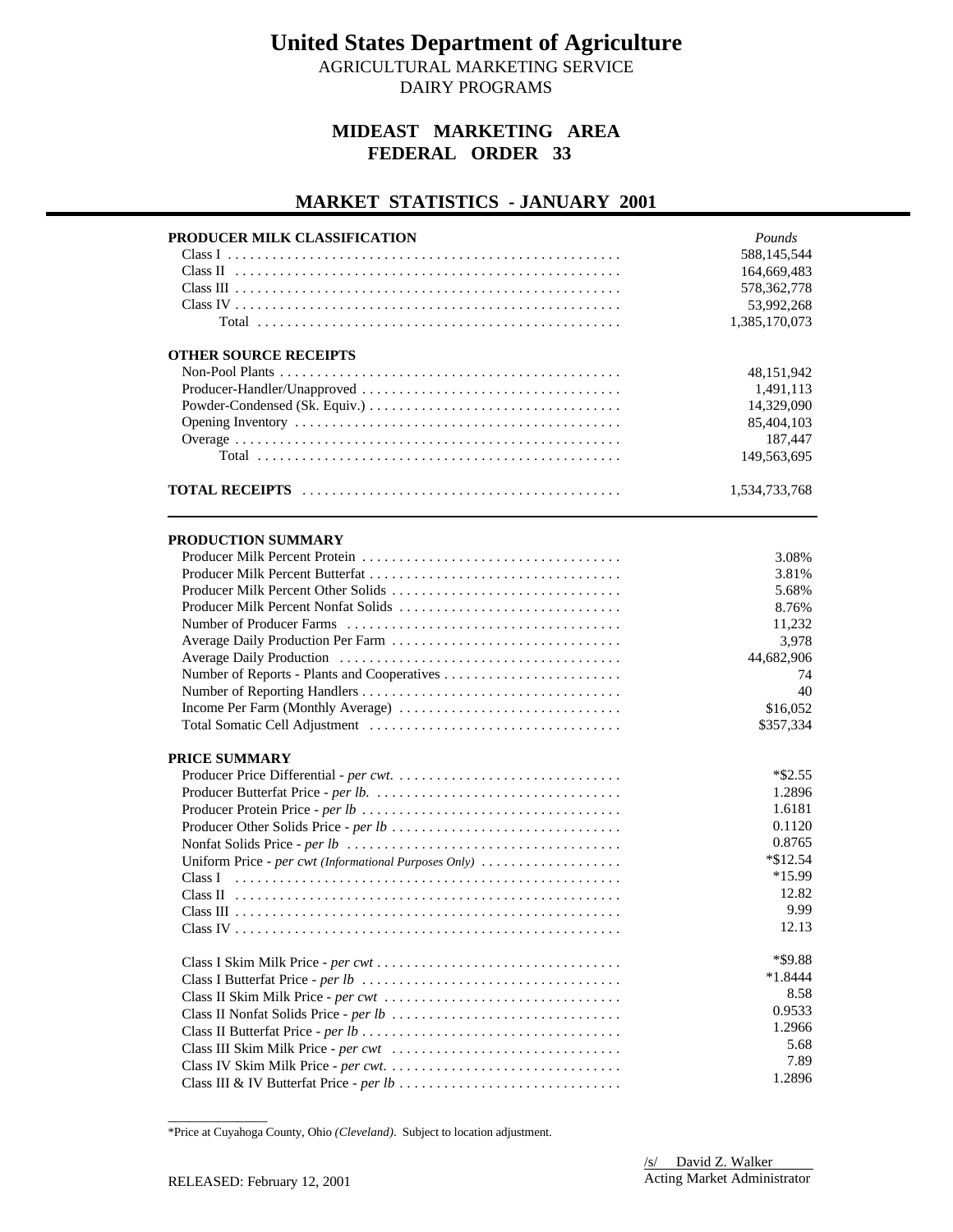# United States Department of Agriculture

AGRICULTURAL MARKETING SERVICE
DAIRY PROGRAMS

## MIDEAST MARKETING AREA
## FEDERAL ORDER 33

## MARKET STATISTICS - JANUARY 2001

| PRODUCER MILK CLASSIFICATION | *Pounds* |
|---|---|
| Class I | 588,145,544 |
| Class II | 164,669,483 |
| Class III | 578,362,778 |
| Class IV | 53,992,268 |
| Total | 1,385,170,073 |

| OTHER SOURCE RECEIPTS | |
|---|---|
| Non-Pool Plants | 48,151,942 |
| Producer-Handler/Unapproved | 1,491,113 |
| Powder-Condensed (Sk. Equiv.) | 14,329,090 |
| Opening Inventory | 85,404,103 |
| Overage | 187,447 |
| Total | 149,563,695 |

| **TOTAL RECEIPTS** | 1,534,733,768 |
|---|---|

| PRODUCTION SUMMARY | |
|---|---|
| Producer Milk Percent Protein | 3.08% |
| Producer Milk Percent Butterfat | 3.81% |
| Producer Milk Percent Other Solids | 5.68% |
| Producer Milk Percent Nonfat Solids | 8.76% |
| Number of Producer Farms | 11,232 |
| Average Daily Production Per Farm | 3,978 |
| Average Daily Production | 44,682,906 |
| Number of Reports - Plants and Cooperatives | 74 |
| Number of Reporting Handlers | 40 |
| Income Per Farm (Monthly Average) | $16,052 |
| Total Somatic Cell Adjustment | $357,334 |

| PRICE SUMMARY | |
|---|---|
| Producer Price Differential - *per cwt.* | *$2.55 |
| Producer Butterfat Price - *per lb.* | 1.2896 |
| Producer Protein Price - *per lb* | 1.6181 |
| Producer Other Solids Price - *per lb* | 0.1120 |
| Nonfat Solids Price - *per lb* | 0.8765 |
| Uniform Price - *per cwt (Informational Purposes Only)* | *$12.54 |
| Class I | *15.99 |
| Class II | 12.82 |
| Class III | 9.99 |
| Class IV | 12.13 |
| | |
| Class I Skim Milk Price - *per cwt* | *$9.88 |
| Class I Butterfat Price - *per lb* | *1.8444 |
| Class II Skim Milk Price - *per cwt* | 8.58 |
| Class II Nonfat Solids Price - *per lb* | 0.9533 |
| Class II Butterfat Price - *per lb* | 1.2966 |
| Class III Skim Milk Price - *per cwt* | 5.68 |
| Class IV Skim Milk Price - *per cwt.* | 7.89 |
| Class III & IV Butterfat Price - *per lb* | 1.2896 |

*Price at Cuyahoga County, Ohio *(Cleveland)*. Subject to location adjustment.

RELEASED: February 12, 2001

/s/ David Z. Walker
Acting Market Administrator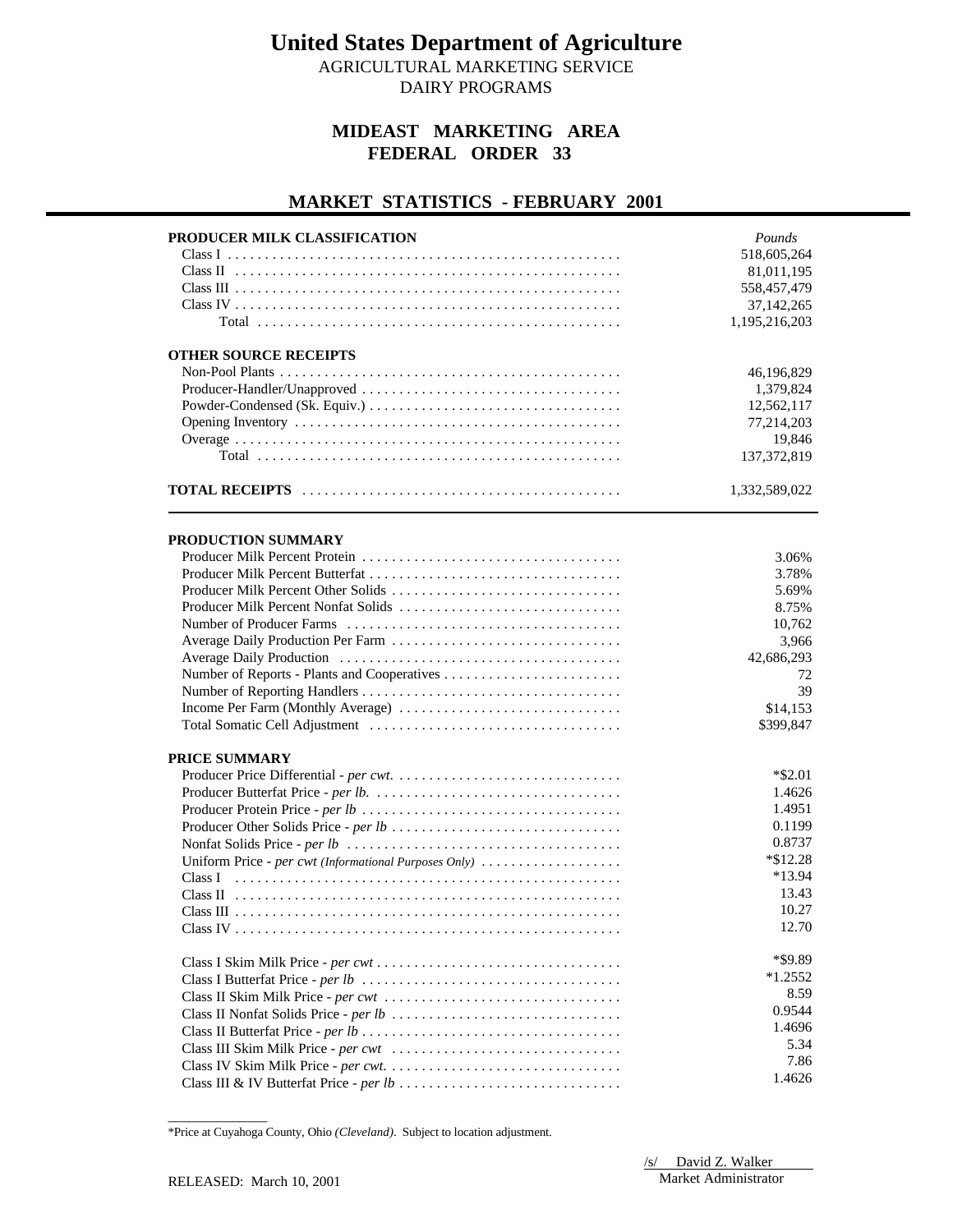# United States Department of Agriculture

AGRICULTURAL MARKETING SERVICE
DAIRY PROGRAMS

## MIDEAST MARKETING AREA
## FEDERAL ORDER 33

## MARKET STATISTICS - FEBRUARY 2001

| PRODUCER MILK CLASSIFICATION | *Pounds* |
|---|---|
| Class I | 518,605,264 |
| Class II | 81,011,195 |
| Class III | 558,457,479 |
| Class IV | 37,142,265 |
| Total | 1,195,216,203 |
| **OTHER SOURCE RECEIPTS** | |
| Non-Pool Plants | 46,196,829 |
| Producer-Handler/Unapproved | 1,379,824 |
| Powder-Condensed (Sk. Equiv.) | 12,562,117 |
| Opening Inventory | 77,214,203 |
| Overage | 19,846 |
| Total | 137,372,819 |
| **TOTAL RECEIPTS** | 1,332,589,022 |

| PRODUCTION SUMMARY | |
|---|---|
| Producer Milk Percent Protein | 3.06% |
| Producer Milk Percent Butterfat | 3.78% |
| Producer Milk Percent Other Solids | 5.69% |
| Producer Milk Percent Nonfat Solids | 8.75% |
| Number of Producer Farms | 10,762 |
| Average Daily Production Per Farm | 3,966 |
| Average Daily Production | 42,686,293 |
| Number of Reports - Plants and Cooperatives | 72 |
| Number of Reporting Handlers | 39 |
| Income Per Farm (Monthly Average) | $14,153 |
| Total Somatic Cell Adjustment | $399,847 |

| PRICE SUMMARY | |
|---|---|
| Producer Price Differential - *per cwt.* | *$2.01 |
| Producer Butterfat Price - *per lb.* | 1.4626 |
| Producer Protein Price - *per lb* | 1.4951 |
| Producer Other Solids Price - *per lb* | 0.1199 |
| Nonfat Solids Price - *per lb* | 0.8737 |
| Uniform Price - *per cwt (Informational Purposes Only)* | *$12.28 |
| Class I | *13.94 |
| Class II | 13.43 |
| Class III | 10.27 |
| Class IV | 12.70 |
| Class I Skim Milk Price - *per cwt* | *$9.89 |
| Class I Butterfat Price - *per lb* | *1.2552 |
| Class II Skim Milk Price - *per cwt* | 8.59 |
| Class II Nonfat Solids Price - *per lb* | 0.9544 |
| Class II Butterfat Price - *per lb* | 1.4696 |
| Class III Skim Milk Price - *per cwt* | 5.34 |
| Class IV Skim Milk Price - *per cwt.* | 7.86 |
| Class III & IV Butterfat Price - *per lb* | 1.4626 |

*Price at Cuyahoga County, Ohio *(Cleveland)*. Subject to location adjustment.

/s/ David Z. Walker
Market Administrator

RELEASED: March 10, 2001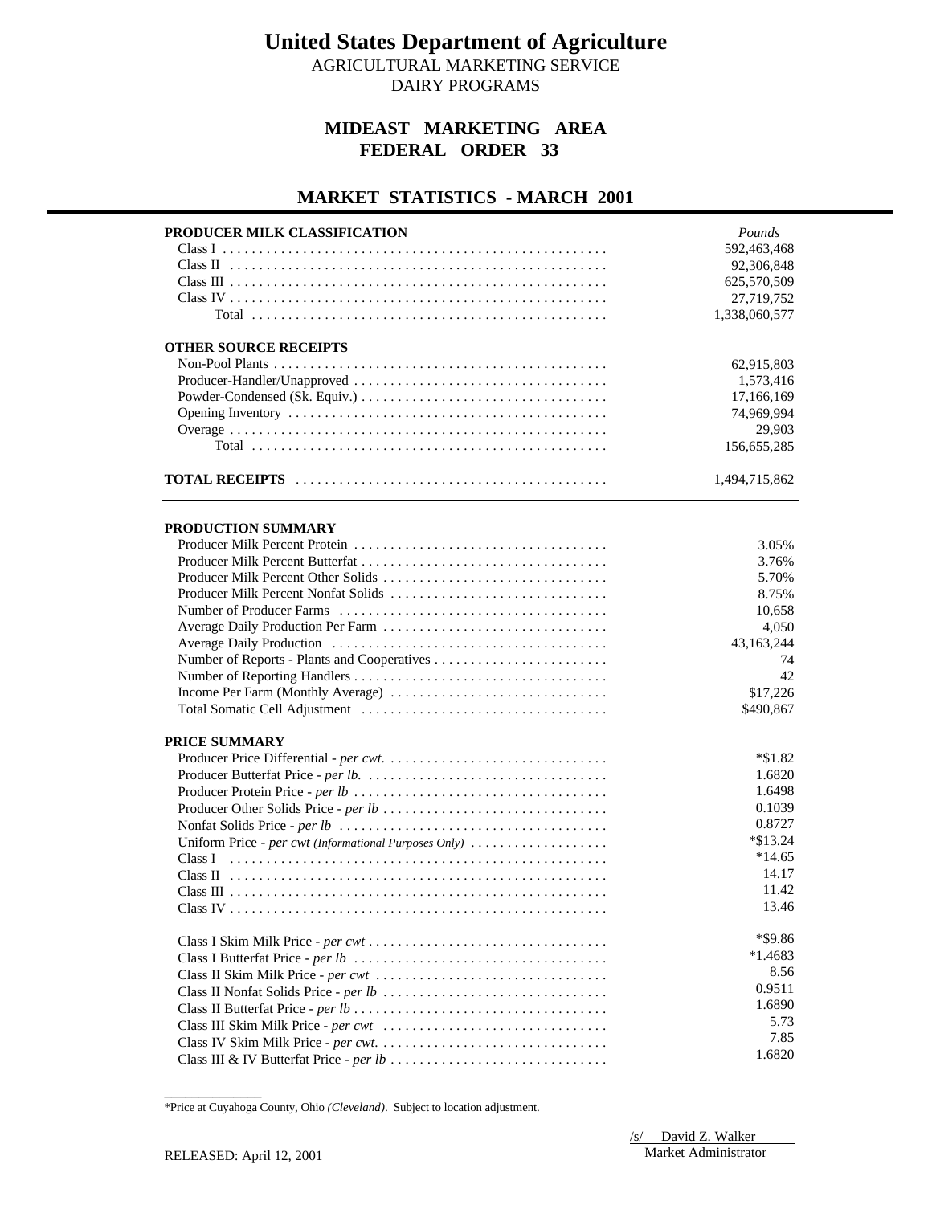# United States Department of Agriculture

AGRICULTURAL MARKETING SERVICE
DAIRY PROGRAMS

## MIDEAST MARKETING AREA
## FEDERAL ORDER 33

## MARKET STATISTICS - MARCH 2001

| PRODUCER MILK CLASSIFICATION | *Pounds* |
|---|---|
| Class I | 592,463,468 |
| Class II | 92,306,848 |
| Class III | 625,570,509 |
| Class IV | 27,719,752 |
| Total | 1,338,060,577 |

| OTHER SOURCE RECEIPTS | |
|---|---|
| Non-Pool Plants | 62,915,803 |
| Producer-Handler/Unapproved | 1,573,416 |
| Powder-Condensed (Sk. Equiv.) | 17,166,169 |
| Opening Inventory | 74,969,994 |
| Overage | 29,903 |
| Total | 156,655,285 |

| | |
|---|---|
| **TOTAL RECEIPTS** | 1,494,715,862 |

| PRODUCTION SUMMARY | |
|---|---|
| Producer Milk Percent Protein | 3.05% |
| Producer Milk Percent Butterfat | 3.76% |
| Producer Milk Percent Other Solids | 5.70% |
| Producer Milk Percent Nonfat Solids | 8.75% |
| Number of Producer Farms | 10,658 |
| Average Daily Production Per Farm | 4,050 |
| Average Daily Production | 43,163,244 |
| Number of Reports - Plants and Cooperatives | 74 |
| Number of Reporting Handlers | 42 |
| Income Per Farm (Monthly Average) | $17,226 |
| Total Somatic Cell Adjustment | $490,867 |

| PRICE SUMMARY | |
|---|---|
| Producer Price Differential - *per cwt.* | *$1.82 |
| Producer Butterfat Price - *per lb.* | 1.6820 |
| Producer Protein Price - *per lb* | 1.6498 |
| Producer Other Solids Price - *per lb* | 0.1039 |
| Nonfat Solids Price - *per lb* | 0.8727 |
| Uniform Price - *per cwt (Informational Purposes Only)* | *$13.24 |
| Class I | *14.65 |
| Class II | 14.17 |
| Class III | 11.42 |
| Class IV | 13.46 |
| | |
| Class I Skim Milk Price - *per cwt* | *$9.86 |
| Class I Butterfat Price - *per lb* | *1.4683 |
| Class II Skim Milk Price - *per cwt* | 8.56 |
| Class II Nonfat Solids Price - *per lb* | 0.9511 |
| Class II Butterfat Price - *per lb* | 1.6890 |
| Class III Skim Milk Price - *per cwt* | 5.73 |
| Class IV Skim Milk Price - *per cwt.* | 7.85 |
| Class III & IV Butterfat Price - *per lb* | 1.6820 |

*Price at Cuyahoga County, Ohio *(Cleveland)*. Subject to location adjustment.

/s/ David Z. Walker
Market Administrator

RELEASED: April 12, 2001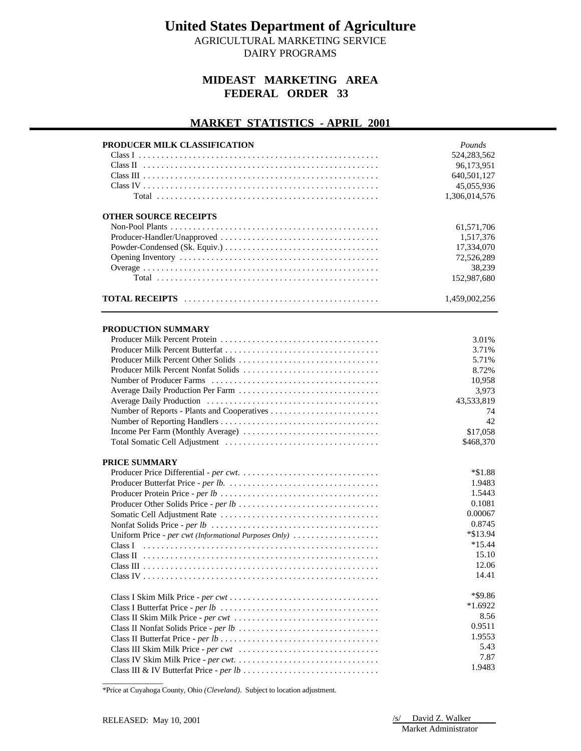# United States Department of Agriculture

AGRICULTURAL MARKETING SERVICE
DAIRY PROGRAMS

## MIDEAST MARKETING AREA
## FEDERAL ORDER 33

## MARKET STATISTICS - APRIL 2001

| PRODUCER MILK CLASSIFICATION | *Pounds* |
|---|---|
| Class I | 524,283,562 |
| Class II | 96,173,951 |
| Class III | 640,501,127 |
| Class IV | 45,055,936 |
| Total | 1,306,014,576 |
| **OTHER SOURCE RECEIPTS** | |
| Non-Pool Plants | 61,571,706 |
| Producer-Handler/Unapproved | 1,517,376 |
| Powder-Condensed (Sk. Equiv.) | 17,334,070 |
| Opening Inventory | 72,526,289 |
| Overage | 38,239 |
| Total | 152,987,680 |
| **TOTAL RECEIPTS** | 1,459,002,256 |

| PRODUCTION SUMMARY | |
|---|---|
| Producer Milk Percent Protein | 3.01% |
| Producer Milk Percent Butterfat | 3.71% |
| Producer Milk Percent Other Solids | 5.71% |
| Producer Milk Percent Nonfat Solids | 8.72% |
| Number of Producer Farms | 10,958 |
| Average Daily Production Per Farm | 3,973 |
| Average Daily Production | 43,533,819 |
| Number of Reports - Plants and Cooperatives | 74 |
| Number of Reporting Handlers | 42 |
| Income Per Farm (Monthly Average) | $17,058 |
| Total Somatic Cell Adjustment | $468,370 |

| PRICE SUMMARY | |
|---|---|
| Producer Price Differential - *per cwt.* | *$1.88 |
| Producer Butterfat Price - *per lb.* | 1.9483 |
| Producer Protein Price - *per lb* | 1.5443 |
| Producer Other Solids Price - *per lb* | 0.1081 |
| Somatic Cell Adjustment Rate | 0.00067 |
| Nonfat Solids Price - *per lb* | 0.8745 |
| Uniform Price - *per cwt (Informational Purposes Only)* | *$13.94 |
| Class I | *15.44 |
| Class II | 15.10 |
| Class III | 12.06 |
| Class IV | 14.41 |
| Class I Skim Milk Price - *per cwt* | *$9.86 |
| Class I Butterfat Price - *per lb* | *1.6922 |
| Class II Skim Milk Price - *per cwt* | 8.56 |
| Class II Nonfat Solids Price - *per lb* | 0.9511 |
| Class II Butterfat Price - *per lb* | 1.9553 |
| Class III Skim Milk Price - *per cwt* | 5.43 |
| Class IV Skim Milk Price - *per cwt.* | 7.87 |
| Class III & IV Butterfat Price - *per lb* | 1.9483 |

*Price at Cuyahoga County, Ohio *(Cleveland)*. Subject to location adjustment.

RELEASED: May 10, 2001

/s/ David Z. Walker
Market Administrator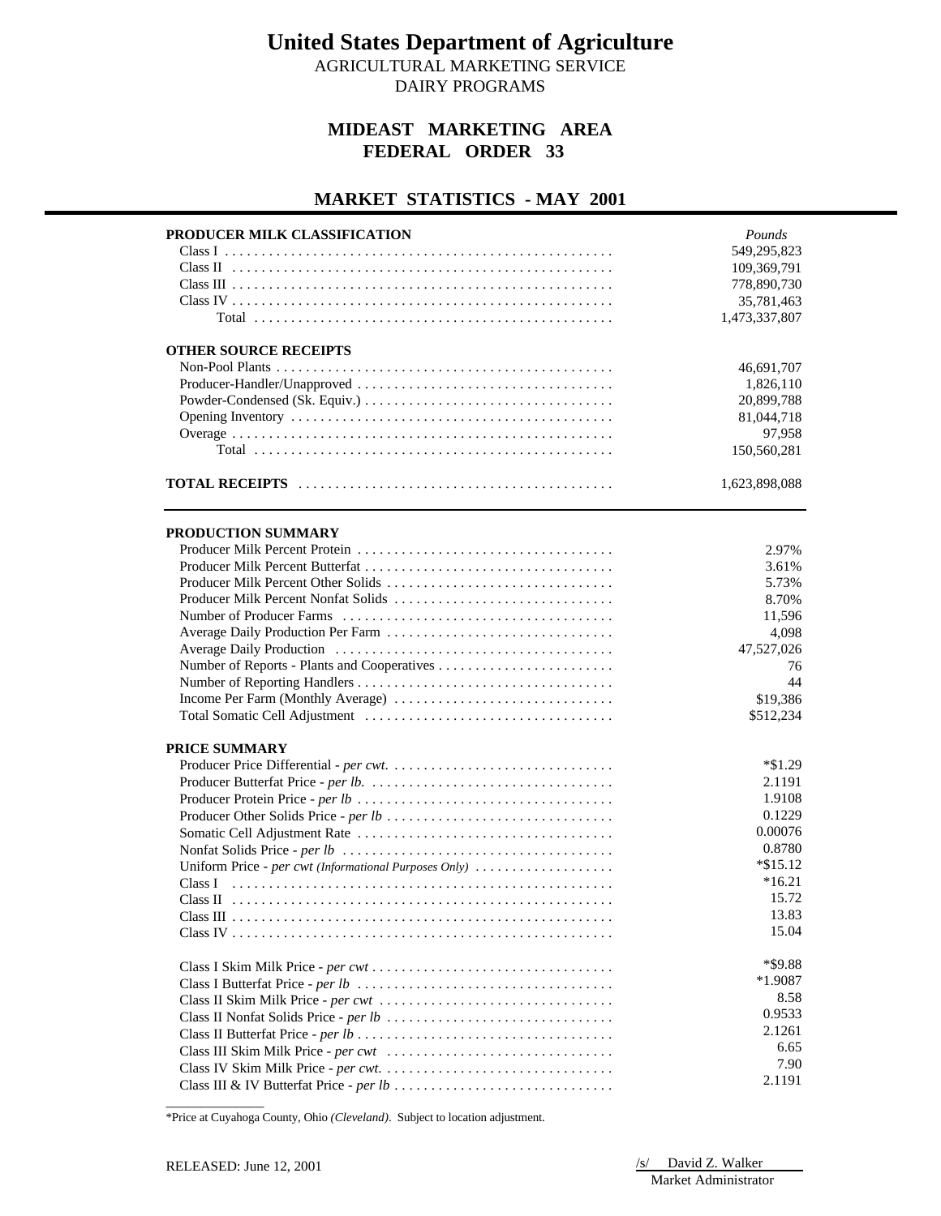# United States Department of Agriculture

AGRICULTURAL MARKETING SERVICE
DAIRY PROGRAMS

## MIDEAST MARKETING AREA
## FEDERAL ORDER 33

## MARKET STATISTICS - MAY 2001

| PRODUCER MILK CLASSIFICATION | *Pounds* |
|---|---|
| Class I | 549,295,823 |
| Class II | 109,369,791 |
| Class III | 778,890,730 |
| Class IV | 35,781,463 |
| Total | 1,473,337,807 |

| OTHER SOURCE RECEIPTS | |
|---|---|
| Non-Pool Plants | 46,691,707 |
| Producer-Handler/Unapproved | 1,826,110 |
| Powder-Condensed (Sk. Equiv.) | 20,899,788 |
| Opening Inventory | 81,044,718 |
| Overage | 97,958 |
| Total | 150,560,281 |

| **TOTAL RECEIPTS** | 1,623,898,088 |
|---|---|

| PRODUCTION SUMMARY | |
|---|---|
| Producer Milk Percent Protein | 2.97% |
| Producer Milk Percent Butterfat | 3.61% |
| Producer Milk Percent Other Solids | 5.73% |
| Producer Milk Percent Nonfat Solids | 8.70% |
| Number of Producer Farms | 11,596 |
| Average Daily Production Per Farm | 4,098 |
| Average Daily Production | 47,527,026 |
| Number of Reports - Plants and Cooperatives | 76 |
| Number of Reporting Handlers | 44 |
| Income Per Farm (Monthly Average) | $19,386 |
| Total Somatic Cell Adjustment | $512,234 |

| PRICE SUMMARY | |
|---|---|
| Producer Price Differential - *per cwt.* | *$1.29 |
| Producer Butterfat Price - *per lb.* | 2.1191 |
| Producer Protein Price - *per lb* | 1.9108 |
| Producer Other Solids Price - *per lb* | 0.1229 |
| Somatic Cell Adjustment Rate | 0.00076 |
| Nonfat Solids Price - *per lb* | 0.8780 |
| Uniform Price - *per cwt (Informational Purposes Only)* | *$15.12 |
| Class I | *16.21 |
| Class II | 15.72 |
| Class III | 13.83 |
| Class IV | 15.04 |
| | |
| Class I Skim Milk Price - *per cwt* | *$9.88 |
| Class I Butterfat Price - *per lb* | *1.9087 |
| Class II Skim Milk Price - *per cwt* | 8.58 |
| Class II Nonfat Solids Price - *per lb* | 0.9533 |
| Class II Butterfat Price - *per lb* | 2.1261 |
| Class III Skim Milk Price - *per cwt* | 6.65 |
| Class IV Skim Milk Price - *per cwt.* | 7.90 |
| Class III & IV Butterfat Price - *per lb* | 2.1191 |

*Price at Cuyahoga County, Ohio *(Cleveland)*. Subject to location adjustment.

RELEASED: June 12, 2001

/s/ David Z. Walker
Market Administrator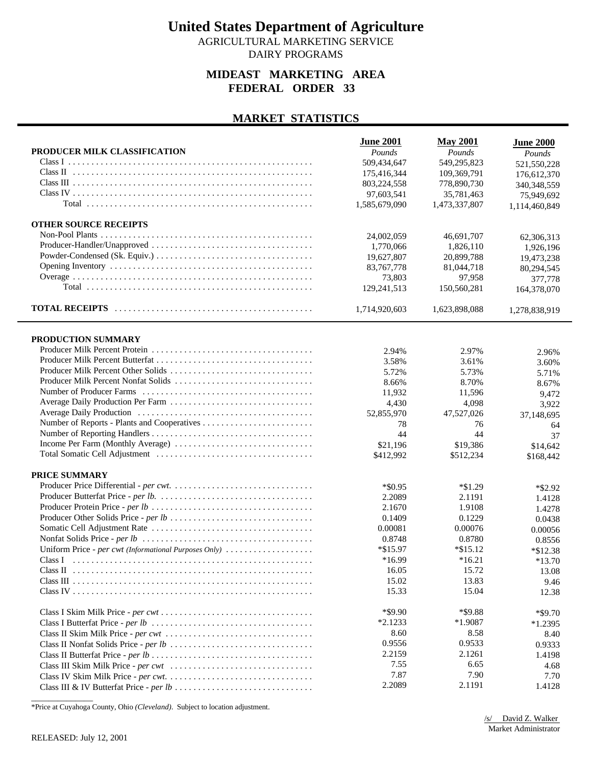# United States Department of Agriculture

AGRICULTURAL MARKETING SERVICE
DAIRY PROGRAMS

## MIDEAST MARKETING AREA
## FEDERAL ORDER 33

## MARKET STATISTICS

| PRODUCER MILK CLASSIFICATION | June 2001 | May 2001 | June 2000 |
|---|---|---|---|
| | *Pounds* | *Pounds* | *Pounds* |
| Class I | 509,434,647 | 549,295,823 | 521,550,228 |
| Class II | 175,416,344 | 109,369,791 | 176,612,370 |
| Class III | 803,224,558 | 778,890,730 | 340,348,559 |
| Class IV | 97,603,541 | 35,781,463 | 75,949,692 |
| Total | 1,585,679,090 | 1,473,337,807 | 1,114,460,849 |
| **OTHER SOURCE RECEIPTS** | | | |
| Non-Pool Plants | 24,002,059 | 46,691,707 | 62,306,313 |
| Producer-Handler/Unapproved | 1,770,066 | 1,826,110 | 1,926,196 |
| Powder-Condensed (Sk. Equiv.) | 19,627,807 | 20,899,788 | 19,473,238 |
| Opening Inventory | 83,767,778 | 81,044,718 | 80,294,545 |
| Overage | 73,803 | 97,958 | 377,778 |
| Total | 129,241,513 | 150,560,281 | 164,378,070 |
| **TOTAL RECEIPTS** | 1,714,920,603 | 1,623,898,088 | 1,278,838,919 |

| PRODUCTION SUMMARY | June 2001 | May 2001 | June 2000 |
|---|---|---|---|
| Producer Milk Percent Protein | 2.94% | 2.97% | 2.96% |
| Producer Milk Percent Butterfat | 3.58% | 3.61% | 3.60% |
| Producer Milk Percent Other Solids | 5.72% | 5.73% | 5.71% |
| Producer Milk Percent Nonfat Solids | 8.66% | 8.70% | 8.67% |
| Number of Producer Farms | 11,932 | 11,596 | 9,472 |
| Average Daily Production Per Farm | 4,430 | 4,098 | 3,922 |
| Average Daily Production | 52,855,970 | 47,527,026 | 37,148,695 |
| Number of Reports - Plants and Cooperatives | 78 | 76 | 64 |
| Number of Reporting Handlers | 44 | 44 | 37 |
| Income Per Farm (Monthly Average) | $21,196 | $19,386 | $14,642 |
| Total Somatic Cell Adjustment | $412,992 | $512,234 | $168,442 |
| **PRICE SUMMARY** | | | |
| Producer Price Differential - *per cwt.* | *$0.95 | *$1.29 | *$2.92 |
| Producer Butterfat Price - *per lb.* | 2.2089 | 2.1191 | 1.4128 |
| Producer Protein Price - *per lb* | 2.1670 | 1.9108 | 1.4278 |
| Producer Other Solids Price - *per lb* | 0.1409 | 0.1229 | 0.0438 |
| Somatic Cell Adjustment Rate | 0.00081 | 0.00076 | 0.00056 |
| Nonfat Solids Price - *per lb* | 0.8748 | 0.8780 | 0.8556 |
| Uniform Price - *per cwt (Informational Purposes Only)* | *$15.97 | *$15.12 | *$12.38 |
| Class I | *16.99 | *16.21 | *13.70 |
| Class II | 16.05 | 15.72 | 13.08 |
| Class III | 15.02 | 13.83 | 9.46 |
| Class IV | 15.33 | 15.04 | 12.38 |
| Class I Skim Milk Price - *per cwt* | *$9.90 | *$9.88 | *$9.70 |
| Class I Butterfat Price - *per lb* | *2.1233 | *1.9087 | *1.2395 |
| Class II Skim Milk Price - *per cwt* | 8.60 | 8.58 | 8.40 |
| Class II Nonfat Solids Price - *per lb* | 0.9556 | 0.9533 | 0.9333 |
| Class II Butterfat Price - *per lb* | 2.2159 | 2.1261 | 1.4198 |
| Class III Skim Milk Price - *per cwt* | 7.55 | 6.65 | 4.68 |
| Class IV Skim Milk Price - *per cwt.* | 7.87 | 7.90 | 7.70 |
| Class III & IV Butterfat Price - *per lb* | 2.2089 | 2.1191 | 1.4128 |

*Price at Cuyahoga County, Ohio *(Cleveland)*. Subject to location adjustment.

/s/ David Z. Walker
Market Administrator

RELEASED: July 12, 2001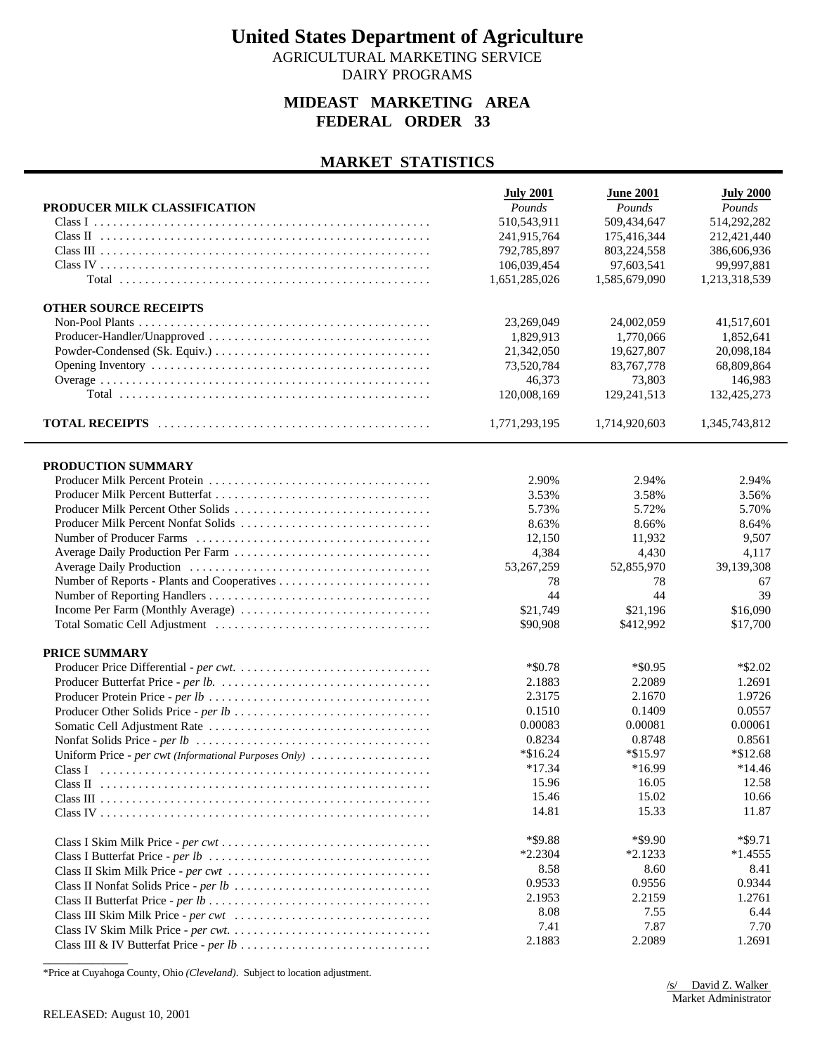# United States Department of Agriculture

AGRICULTURAL MARKETING SERVICE

DAIRY PROGRAMS

## MIDEAST MARKETING AREA
## FEDERAL ORDER 33

## MARKET STATISTICS

| PRODUCER MILK CLASSIFICATION | July 2001 | June 2001 | July 2000 |
|---|---|---|---|
| | *Pounds* | *Pounds* | *Pounds* |
| Class I | 510,543,911 | 509,434,647 | 514,292,282 |
| Class II | 241,915,764 | 175,416,344 | 212,421,440 |
| Class III | 792,785,897 | 803,224,558 | 386,606,936 |
| Class IV | 106,039,454 | 97,603,541 | 99,997,881 |
| Total | 1,651,285,026 | 1,585,679,090 | 1,213,318,539 |
| **OTHER SOURCE RECEIPTS** | | | |
| Non-Pool Plants | 23,269,049 | 24,002,059 | 41,517,601 |
| Producer-Handler/Unapproved | 1,829,913 | 1,770,066 | 1,852,641 |
| Powder-Condensed (Sk. Equiv.) | 21,342,050 | 19,627,807 | 20,098,184 |
| Opening Inventory | 73,520,784 | 83,767,778 | 68,809,864 |
| Overage | 46,373 | 73,803 | 146,983 |
| Total | 120,008,169 | 129,241,513 | 132,425,273 |
| **TOTAL RECEIPTS** | 1,771,293,195 | 1,714,920,603 | 1,345,743,812 |

| PRODUCTION SUMMARY | July 2001 | June 2001 | July 2000 |
|---|---|---|---|
| Producer Milk Percent Protein | 2.90% | 2.94% | 2.94% |
| Producer Milk Percent Butterfat | 3.53% | 3.58% | 3.56% |
| Producer Milk Percent Other Solids | 5.73% | 5.72% | 5.70% |
| Producer Milk Percent Nonfat Solids | 8.63% | 8.66% | 8.64% |
| Number of Producer Farms | 12,150 | 11,932 | 9,507 |
| Average Daily Production Per Farm | 4,384 | 4,430 | 4,117 |
| Average Daily Production | 53,267,259 | 52,855,970 | 39,139,308 |
| Number of Reports - Plants and Cooperatives | 78 | 78 | 67 |
| Number of Reporting Handlers | 44 | 44 | 39 |
| Income Per Farm (Monthly Average) | $21,749 | $21,196 | $16,090 |
| Total Somatic Cell Adjustment | $90,908 | $412,992 | $17,700 |
| **PRICE SUMMARY** | | | |
| Producer Price Differential - *per cwt.* | *$0.78 | *$0.95 | *$2.02 |
| Producer Butterfat Price - *per lb.* | 2.1883 | 2.2089 | 1.2691 |
| Producer Protein Price - *per lb* | 2.3175 | 2.1670 | 1.9726 |
| Producer Other Solids Price - *per lb* | 0.1510 | 0.1409 | 0.0557 |
| Somatic Cell Adjustment Rate | 0.00083 | 0.00081 | 0.00061 |
| Nonfat Solids Price - *per lb* | 0.8234 | 0.8748 | 0.8561 |
| Uniform Price - *per cwt (Informational Purposes Only)* | *$16.24 | *$15.97 | *$12.68 |
| Class I | *17.34 | *16.99 | *14.46 |
| Class II | 15.96 | 16.05 | 12.58 |
| Class III | 15.46 | 15.02 | 10.66 |
| Class IV | 14.81 | 15.33 | 11.87 |
| Class I Skim Milk Price - *per cwt* | *$9.88 | *$9.90 | *$9.71 |
| Class I Butterfat Price - *per lb* | *2.2304 | *2.1233 | *1.4555 |
| Class II Skim Milk Price - *per cwt* | 8.58 | 8.60 | 8.41 |
| Class II Nonfat Solids Price - *per lb* | 0.9533 | 0.9556 | 0.9344 |
| Class II Butterfat Price - *per lb* | 2.1953 | 2.2159 | 1.2761 |
| Class III Skim Milk Price - *per cwt* | 8.08 | 7.55 | 6.44 |
| Class IV Skim Milk Price - *per cwt.* | 7.41 | 7.87 | 7.70 |
| Class III & IV Butterfat Price - *per lb* | 2.1883 | 2.2089 | 1.2691 |

*Price at Cuyahoga County, Ohio *(Cleveland)*. Subject to location adjustment.

/s/ David Z. Walker
Market Administrator

RELEASED: August 10, 2001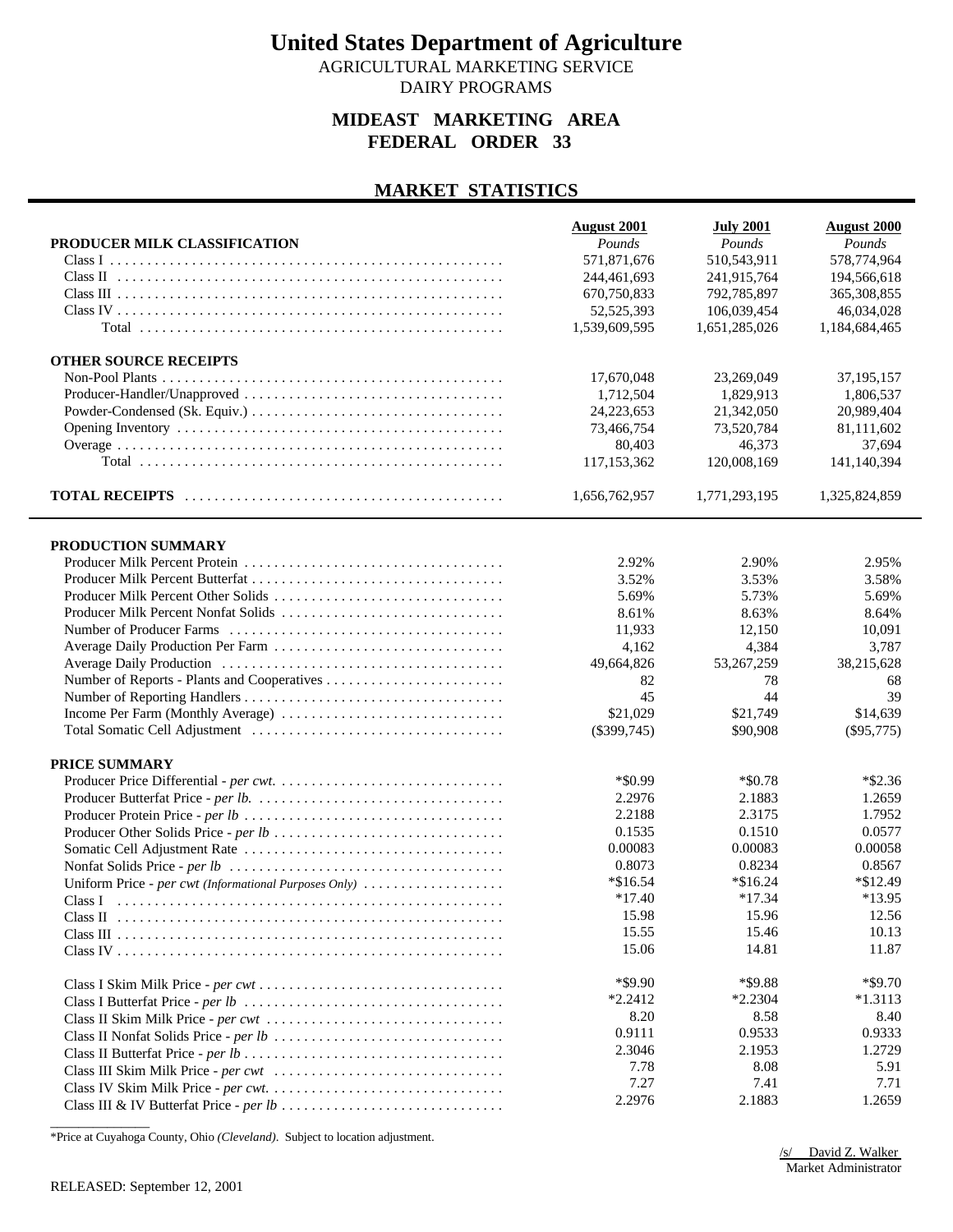# United States Department of Agriculture

AGRICULTURAL MARKETING SERVICE

DAIRY PROGRAMS

## MIDEAST MARKETING AREA
## FEDERAL ORDER 33

## MARKET STATISTICS

| | August 2001 | July 2001 | August 2000 |
|---|---|---|---|
| **PRODUCER MILK CLASSIFICATION** | *Pounds* | *Pounds* | *Pounds* |
| Class I | 571,871,676 | 510,543,911 | 578,774,964 |
| Class II | 244,461,693 | 241,915,764 | 194,566,618 |
| Class III | 670,750,833 | 792,785,897 | 365,308,855 |
| Class IV | 52,525,393 | 106,039,454 | 46,034,028 |
| Total | 1,539,609,595 | 1,651,285,026 | 1,184,684,465 |
| **OTHER SOURCE RECEIPTS** | | | |
| Non-Pool Plants | 17,670,048 | 23,269,049 | 37,195,157 |
| Producer-Handler/Unapproved | 1,712,504 | 1,829,913 | 1,806,537 |
| Powder-Condensed (Sk. Equiv.) | 24,223,653 | 21,342,050 | 20,989,404 |
| Opening Inventory | 73,466,754 | 73,520,784 | 81,111,602 |
| Overage | 80,403 | 46,373 | 37,694 |
| Total | 117,153,362 | 120,008,169 | 141,140,394 |
| **TOTAL RECEIPTS** | 1,656,762,957 | 1,771,293,195 | 1,325,824,859 |

| | August 2001 | July 2001 | August 2000 |
|---|---|---|---|
| **PRODUCTION SUMMARY** | | | |
| Producer Milk Percent Protein | 2.92% | 2.90% | 2.95% |
| Producer Milk Percent Butterfat | 3.52% | 3.53% | 3.58% |
| Producer Milk Percent Other Solids | 5.69% | 5.73% | 5.69% |
| Producer Milk Percent Nonfat Solids | 8.61% | 8.63% | 8.64% |
| Number of Producer Farms | 11,933 | 12,150 | 10,091 |
| Average Daily Production Per Farm | 4,162 | 4,384 | 3,787 |
| Average Daily Production | 49,664,826 | 53,267,259 | 38,215,628 |
| Number of Reports - Plants and Cooperatives | 82 | 78 | 68 |
| Number of Reporting Handlers | 45 | 44 | 39 |
| Income Per Farm (Monthly Average) | $21,029 | $21,749 | $14,639 |
| Total Somatic Cell Adjustment | ($399,745) | $90,908 | ($95,775) |
| **PRICE SUMMARY** | | | |
| Producer Price Differential - *per cwt.* | *$0.99 | *$0.78 | *$2.36 |
| Producer Butterfat Price - *per lb.* | 2.2976 | 2.1883 | 1.2659 |
| Producer Protein Price - *per lb* | 2.2188 | 2.3175 | 1.7952 |
| Producer Other Solids Price - *per lb* | 0.1535 | 0.1510 | 0.0577 |
| Somatic Cell Adjustment Rate | 0.00083 | 0.00083 | 0.00058 |
| Nonfat Solids Price - *per lb* | 0.8073 | 0.8234 | 0.8567 |
| Uniform Price - *per cwt (Informational Purposes Only)* | *$16.54 | *$16.24 | *$12.49 |
| Class I | *17.40 | *17.34 | *13.95 |
| Class II | 15.98 | 15.96 | 12.56 |
| Class III | 15.55 | 15.46 | 10.13 |
| Class IV | 15.06 | 14.81 | 11.87 |
| Class I Skim Milk Price - *per cwt* | *$9.90 | *$9.88 | *$9.70 |
| Class I Butterfat Price - *per lb* | *2.2412 | *2.2304 | *1.3113 |
| Class II Skim Milk Price - *per cwt* | 8.20 | 8.58 | 8.40 |
| Class II Nonfat Solids Price - *per lb* | 0.9111 | 0.9533 | 0.9333 |
| Class II Butterfat Price - *per lb* | 2.3046 | 2.1953 | 1.2729 |
| Class III Skim Milk Price - *per cwt* | 7.78 | 8.08 | 5.91 |
| Class IV Skim Milk Price - *per cwt.* | 7.27 | 7.41 | 7.71 |
| Class III & IV Butterfat Price - *per lb* | 2.2976 | 2.1883 | 1.2659 |

*Price at Cuyahoga County, Ohio *(Cleveland)*. Subject to location adjustment.

/s/ David Z. Walker
Market Administrator

RELEASED: September 12, 2001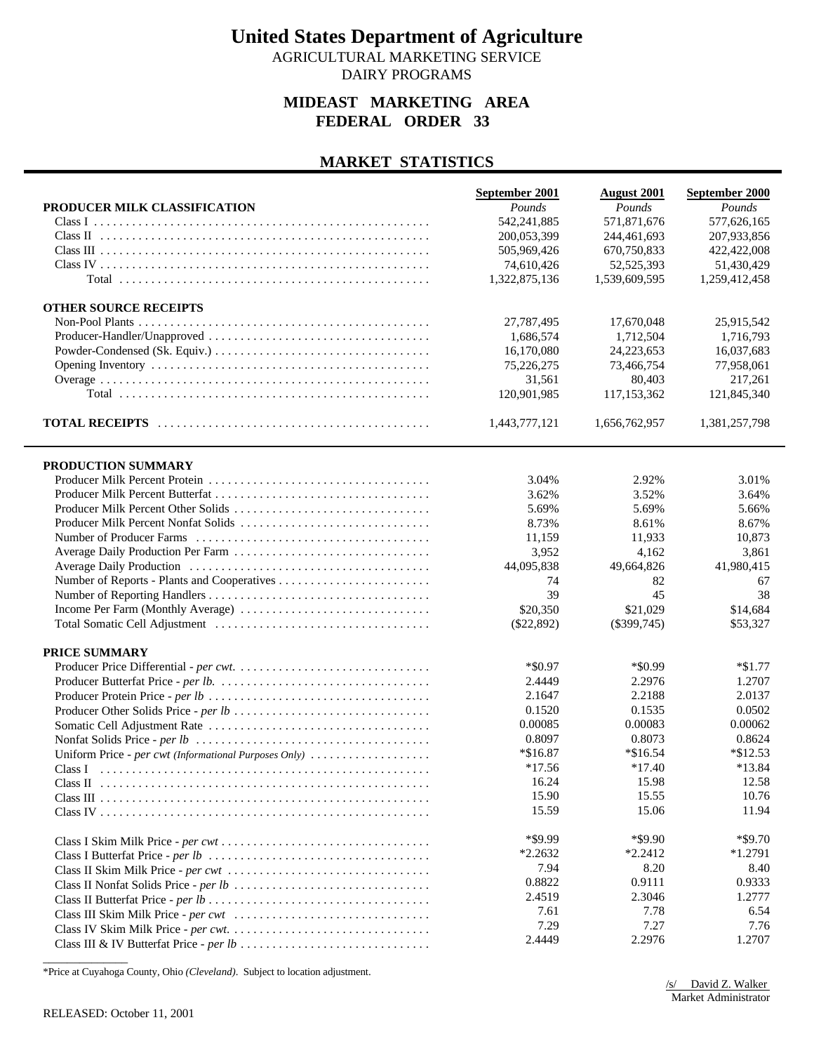# United States Department of Agriculture

AGRICULTURAL MARKETING SERVICE

DAIRY PROGRAMS

## MIDEAST MARKETING AREA
## FEDERAL ORDER 33

## MARKET STATISTICS

| | September 2001 | August 2001 | September 2000 |
|---|---|---|---|
| **PRODUCER MILK CLASSIFICATION** | *Pounds* | *Pounds* | *Pounds* |
| Class I | 542,241,885 | 571,871,676 | 577,626,165 |
| Class II | 200,053,399 | 244,461,693 | 207,933,856 |
| Class III | 505,969,426 | 670,750,833 | 422,422,008 |
| Class IV | 74,610,426 | 52,525,393 | 51,430,429 |
| Total | 1,322,875,136 | 1,539,609,595 | 1,259,412,458 |
| **OTHER SOURCE RECEIPTS** | | | |
| Non-Pool Plants | 27,787,495 | 17,670,048 | 25,915,542 |
| Producer-Handler/Unapproved | 1,686,574 | 1,712,504 | 1,716,793 |
| Powder-Condensed (Sk. Equiv.) | 16,170,080 | 24,223,653 | 16,037,683 |
| Opening Inventory | 75,226,275 | 73,466,754 | 77,958,061 |
| Overage | 31,561 | 80,403 | 217,261 |
| Total | 120,901,985 | 117,153,362 | 121,845,340 |
| **TOTAL RECEIPTS** | 1,443,777,121 | 1,656,762,957 | 1,381,257,798 |

| | September 2001 | August 2001 | September 2000 |
|---|---|---|---|
| **PRODUCTION SUMMARY** | | | |
| Producer Milk Percent Protein | 3.04% | 2.92% | 3.01% |
| Producer Milk Percent Butterfat | 3.62% | 3.52% | 3.64% |
| Producer Milk Percent Other Solids | 5.69% | 5.69% | 5.66% |
| Producer Milk Percent Nonfat Solids | 8.73% | 8.61% | 8.67% |
| Number of Producer Farms | 11,159 | 11,933 | 10,873 |
| Average Daily Production Per Farm | 3,952 | 4,162 | 3,861 |
| Average Daily Production | 44,095,838 | 49,664,826 | 41,980,415 |
| Number of Reports - Plants and Cooperatives | 74 | 82 | 67 |
| Number of Reporting Handlers | 39 | 45 | 38 |
| Income Per Farm (Monthly Average) | $20,350 | $21,029 | $14,684 |
| Total Somatic Cell Adjustment | ($22,892) | ($399,745) | $53,327 |
| **PRICE SUMMARY** | | | |
| Producer Price Differential - *per cwt.* | *$0.97 | *$0.99 | *$1.77 |
| Producer Butterfat Price - *per lb.* | 2.4449 | 2.2976 | 1.2707 |
| Producer Protein Price - *per lb* | 2.1647 | 2.2188 | 2.0137 |
| Producer Other Solids Price - *per lb* | 0.1520 | 0.1535 | 0.0502 |
| Somatic Cell Adjustment Rate | 0.00085 | 0.00083 | 0.00062 |
| Nonfat Solids Price - *per lb* | 0.8097 | 0.8073 | 0.8624 |
| Uniform Price - *per cwt (Informational Purposes Only)* | *$16.87 | *$16.54 | *$12.53 |
| Class I | *17.56 | *17.40 | *13.84 |
| Class II | 16.24 | 15.98 | 12.58 |
| Class III | 15.90 | 15.55 | 10.76 |
| Class IV | 15.59 | 15.06 | 11.94 |
| Class I Skim Milk Price - *per cwt* | *$9.99 | *$9.90 | *$9.70 |
| Class I Butterfat Price - *per lb* | *2.2632 | *2.2412 | *1.2791 |
| Class II Skim Milk Price - *per cwt* | 7.94 | 8.20 | 8.40 |
| Class II Nonfat Solids Price - *per lb* | 0.8822 | 0.9111 | 0.9333 |
| Class II Butterfat Price - *per lb* | 2.4519 | 2.3046 | 1.2777 |
| Class III Skim Milk Price - *per cwt* | 7.61 | 7.78 | 6.54 |
| Class IV Skim Milk Price - *per cwt.* | 7.29 | 7.27 | 7.76 |
| Class III & IV Butterfat Price - *per lb* | 2.4449 | 2.2976 | 1.2707 |

*Price at Cuyahoga County, Ohio *(Cleveland)*. Subject to location adjustment.

/s/ David Z. Walker
Market Administrator

RELEASED: October 11, 2001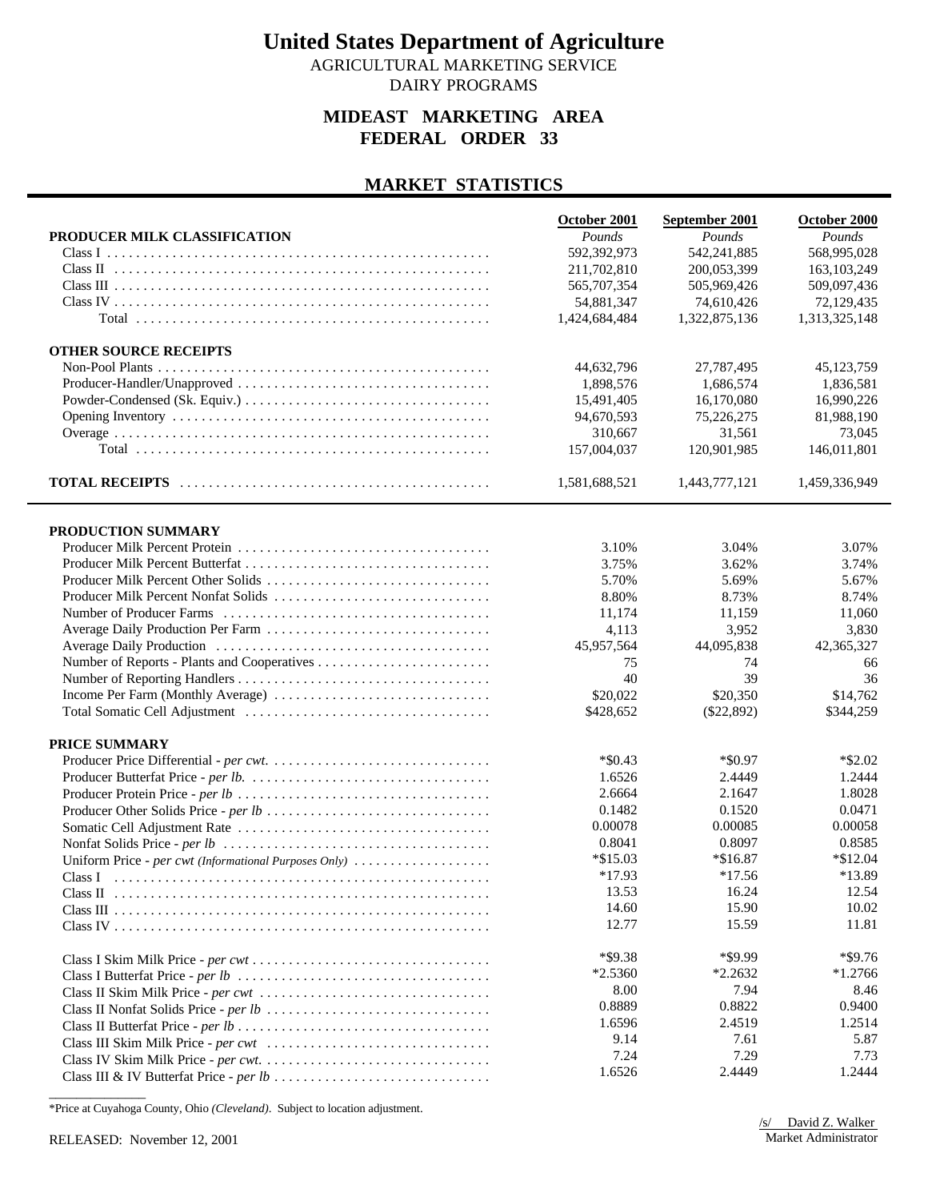# United States Department of Agriculture

AGRICULTURAL MARKETING SERVICE

DAIRY PROGRAMS

## MIDEAST MARKETING AREA
## FEDERAL ORDER 33

## MARKET STATISTICS

| PRODUCER MILK CLASSIFICATION | October 2001 *Pounds* | September 2001 *Pounds* | October 2000 *Pounds* |
|---|---|---|---|
| Class I | 592,392,973 | 542,241,885 | 568,995,028 |
| Class II | 211,702,810 | 200,053,399 | 163,103,249 |
| Class III | 565,707,354 | 505,969,426 | 509,097,436 |
| Class IV | 54,881,347 | 74,610,426 | 72,129,435 |
| Total | 1,424,684,484 | 1,322,875,136 | 1,313,325,148 |
| **OTHER SOURCE RECEIPTS** | | | |
| Non-Pool Plants | 44,632,796 | 27,787,495 | 45,123,759 |
| Producer-Handler/Unapproved | 1,898,576 | 1,686,574 | 1,836,581 |
| Powder-Condensed (Sk. Equiv.) | 15,491,405 | 16,170,080 | 16,990,226 |
| Opening Inventory | 94,670,593 | 75,226,275 | 81,988,190 |
| Overage | 310,667 | 31,561 | 73,045 |
| Total | 157,004,037 | 120,901,985 | 146,011,801 |
| **TOTAL RECEIPTS** | 1,581,688,521 | 1,443,777,121 | 1,459,336,949 |

| PRODUCTION SUMMARY | October 2001 | September 2001 | October 2000 |
|---|---|---|---|
| Producer Milk Percent Protein | 3.10% | 3.04% | 3.07% |
| Producer Milk Percent Butterfat | 3.75% | 3.62% | 3.74% |
| Producer Milk Percent Other Solids | 5.70% | 5.69% | 5.67% |
| Producer Milk Percent Nonfat Solids | 8.80% | 8.73% | 8.74% |
| Number of Producer Farms | 11,174 | 11,159 | 11,060 |
| Average Daily Production Per Farm | 4,113 | 3,952 | 3,830 |
| Average Daily Production | 45,957,564 | 44,095,838 | 42,365,327 |
| Number of Reports - Plants and Cooperatives | 75 | 74 | 66 |
| Number of Reporting Handlers | 40 | 39 | 36 |
| Income Per Farm (Monthly Average) | $20,022 | $20,350 | $14,762 |
| Total Somatic Cell Adjustment | $428,652 | ($22,892) | $344,259 |
| **PRICE SUMMARY** | | | |
| Producer Price Differential - *per cwt.* | *$0.43 | *$0.97 | *$2.02 |
| Producer Butterfat Price - *per lb.* | 1.6526 | 2.4449 | 1.2444 |
| Producer Protein Price - *per lb* | 2.6664 | 2.1647 | 1.8028 |
| Producer Other Solids Price - *per lb* | 0.1482 | 0.1520 | 0.0471 |
| Somatic Cell Adjustment Rate | 0.00078 | 0.00085 | 0.00058 |
| Nonfat Solids Price - *per lb* | 0.8041 | 0.8097 | 0.8585 |
| Uniform Price - *per cwt (Informational Purposes Only)* | *$15.03 | *$16.87 | *$12.04 |
| Class I | *17.93 | *17.56 | *13.89 |
| Class II | 13.53 | 16.24 | 12.54 |
| Class III | 14.60 | 15.90 | 10.02 |
| Class IV | 12.77 | 15.59 | 11.81 |
| Class I Skim Milk Price - *per cwt* | *$9.38 | *$9.99 | *$9.76 |
| Class I Butterfat Price - *per lb* | *2.5360 | *2.2632 | *1.2766 |
| Class II Skim Milk Price - *per cwt* | 8.00 | 7.94 | 8.46 |
| Class II Nonfat Solids Price - *per lb* | 0.8889 | 0.8822 | 0.9400 |
| Class II Butterfat Price - *per lb* | 1.6596 | 2.4519 | 1.2514 |
| Class III Skim Milk Price - *per cwt* | 9.14 | 7.61 | 5.87 |
| Class IV Skim Milk Price - *per cwt.* | 7.24 | 7.29 | 7.73 |
| Class III & IV Butterfat Price - *per lb* | 1.6526 | 2.4449 | 1.2444 |

*Price at Cuyahoga County, Ohio *(Cleveland)*. Subject to location adjustment.

/s/ David Z. Walker
Market Administrator

RELEASED: November 12, 2001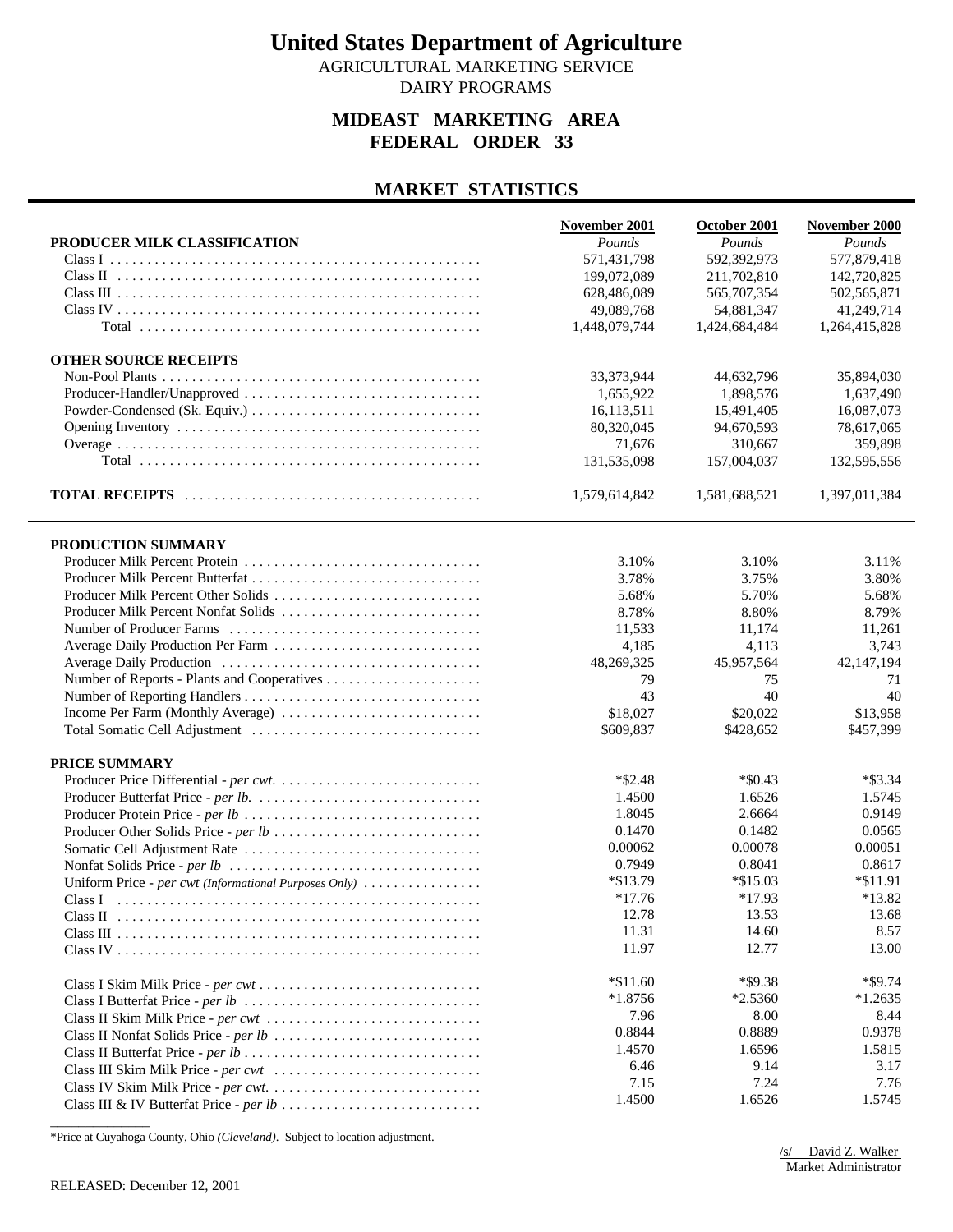# United States Department of Agriculture

AGRICULTURAL MARKETING SERVICE

DAIRY PROGRAMS

## MIDEAST MARKETING AREA
## FEDERAL ORDER 33

## MARKET STATISTICS

| | November 2001 | October 2001 | November 2000 |
|---|---|---|---|
| **PRODUCER MILK CLASSIFICATION** | *Pounds* | *Pounds* | *Pounds* |
| Class I | 571,431,798 | 592,392,973 | 577,879,418 |
| Class II | 199,072,089 | 211,702,810 | 142,720,825 |
| Class III | 628,486,089 | 565,707,354 | 502,565,871 |
| Class IV | 49,089,768 | 54,881,347 | 41,249,714 |
| Total | 1,448,079,744 | 1,424,684,484 | 1,264,415,828 |
| **OTHER SOURCE RECEIPTS** | | | |
| Non-Pool Plants | 33,373,944 | 44,632,796 | 35,894,030 |
| Producer-Handler/Unapproved | 1,655,922 | 1,898,576 | 1,637,490 |
| Powder-Condensed (Sk. Equiv.) | 16,113,511 | 15,491,405 | 16,087,073 |
| Opening Inventory | 80,320,045 | 94,670,593 | 78,617,065 |
| Overage | 71,676 | 310,667 | 359,898 |
| Total | 131,535,098 | 157,004,037 | 132,595,556 |
| **TOTAL RECEIPTS** | 1,579,614,842 | 1,581,688,521 | 1,397,011,384 |

| | November 2001 | October 2001 | November 2000 |
|---|---|---|---|
| **PRODUCTION SUMMARY** | | | |
| Producer Milk Percent Protein | 3.10% | 3.10% | 3.11% |
| Producer Milk Percent Butterfat | 3.78% | 3.75% | 3.80% |
| Producer Milk Percent Other Solids | 5.68% | 5.70% | 5.68% |
| Producer Milk Percent Nonfat Solids | 8.78% | 8.80% | 8.79% |
| Number of Producer Farms | 11,533 | 11,174 | 11,261 |
| Average Daily Production Per Farm | 4,185 | 4,113 | 3,743 |
| Average Daily Production | 48,269,325 | 45,957,564 | 42,147,194 |
| Number of Reports - Plants and Cooperatives | 79 | 75 | 71 |
| Number of Reporting Handlers | 43 | 40 | 40 |
| Income Per Farm (Monthly Average) | $18,027 | $20,022 | $13,958 |
| Total Somatic Cell Adjustment | $609,837 | $428,652 | $457,399 |
| **PRICE SUMMARY** | | | |
| Producer Price Differential - *per cwt.* | *$2.48 | *$0.43 | *$3.34 |
| Producer Butterfat Price - *per lb.* | 1.4500 | 1.6526 | 1.5745 |
| Producer Protein Price - *per lb* | 1.8045 | 2.6664 | 0.9149 |
| Producer Other Solids Price - *per lb* | 0.1470 | 0.1482 | 0.0565 |
| Somatic Cell Adjustment Rate | 0.00062 | 0.00078 | 0.00051 |
| Nonfat Solids Price - *per lb* | 0.7949 | 0.8041 | 0.8617 |
| Uniform Price - *per cwt (Informational Purposes Only)* | *$13.79 | *$15.03 | *$11.91 |
| Class I | *17.76 | *17.93 | *13.82 |
| Class II | 12.78 | 13.53 | 13.68 |
| Class III | 11.31 | 14.60 | 8.57 |
| Class IV | 11.97 | 12.77 | 13.00 |
| Class I Skim Milk Price - *per cwt* | *$11.60 | *$9.38 | *$9.74 |
| Class I Butterfat Price - *per lb* | *1.8756 | *2.5360 | *1.2635 |
| Class II Skim Milk Price - *per cwt* | 7.96 | 8.00 | 8.44 |
| Class II Nonfat Solids Price - *per lb* | 0.8844 | 0.8889 | 0.9378 |
| Class II Butterfat Price - *per lb* | 1.4570 | 1.6596 | 1.5815 |
| Class III Skim Milk Price - *per cwt* | 6.46 | 9.14 | 3.17 |
| Class IV Skim Milk Price - *per cwt.* | 7.15 | 7.24 | 7.76 |
| Class III & IV Butterfat Price - *per lb* | 1.4500 | 1.6526 | 1.5745 |

*Price at Cuyahoga County, Ohio *(Cleveland)*. Subject to location adjustment.

/s/ David Z. Walker
Market Administrator

RELEASED: December 12, 2001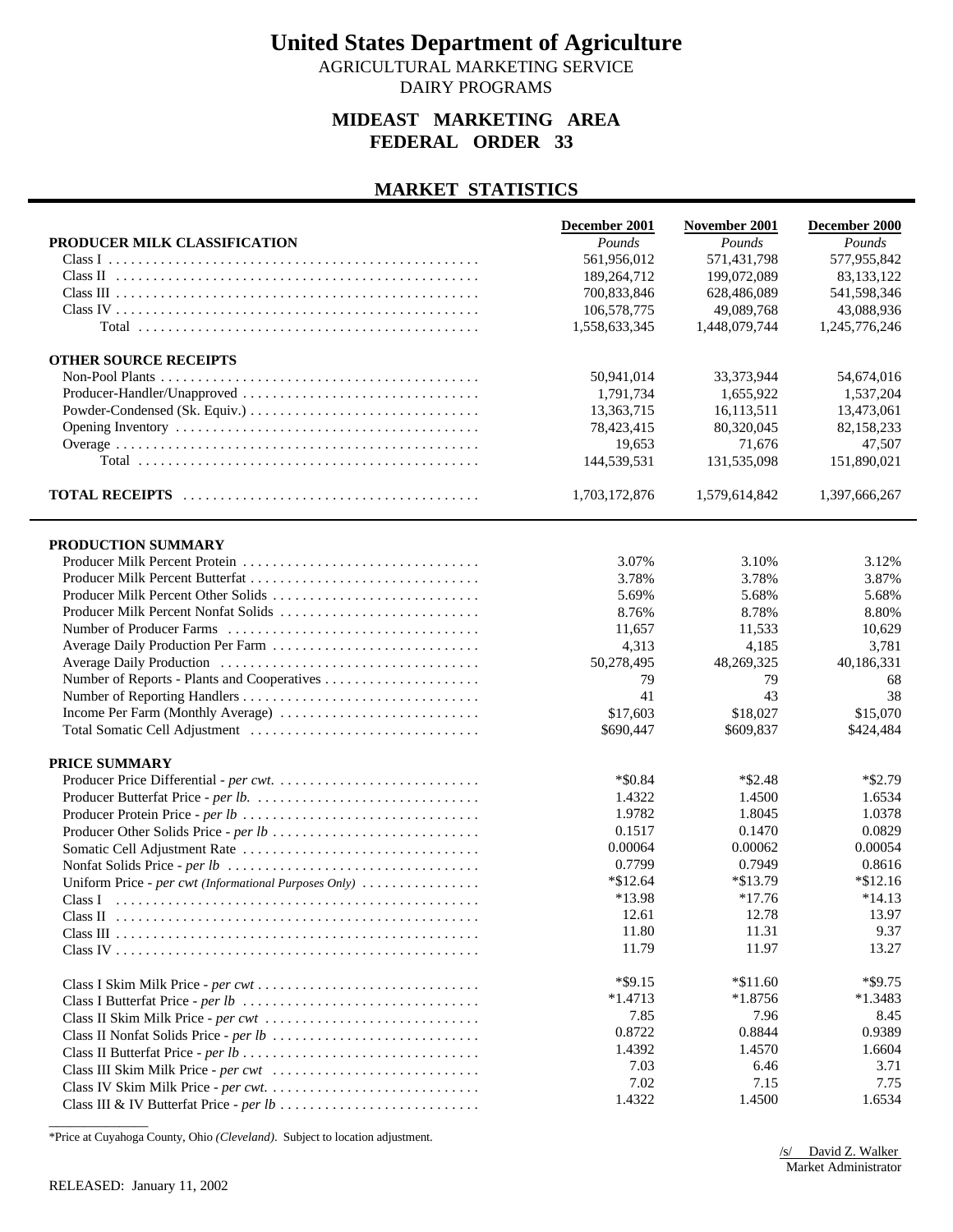# United States Department of Agriculture

AGRICULTURAL MARKETING SERVICE

DAIRY PROGRAMS

## MIDEAST MARKETING AREA
## FEDERAL ORDER 33

## MARKET STATISTICS

| | December 2001 | November 2001 | December 2000 |
|---|---|---|---|
| **PRODUCER MILK CLASSIFICATION** | *Pounds* | *Pounds* | *Pounds* |
| Class I | 561,956,012 | 571,431,798 | 577,955,842 |
| Class II | 189,264,712 | 199,072,089 | 83,133,122 |
| Class III | 700,833,846 | 628,486,089 | 541,598,346 |
| Class IV | 106,578,775 | 49,089,768 | 43,088,936 |
| Total | 1,558,633,345 | 1,448,079,744 | 1,245,776,246 |
| **OTHER SOURCE RECEIPTS** | | | |
| Non-Pool Plants | 50,941,014 | 33,373,944 | 54,674,016 |
| Producer-Handler/Unapproved | 1,791,734 | 1,655,922 | 1,537,204 |
| Powder-Condensed (Sk. Equiv.) | 13,363,715 | 16,113,511 | 13,473,061 |
| Opening Inventory | 78,423,415 | 80,320,045 | 82,158,233 |
| Overage | 19,653 | 71,676 | 47,507 |
| Total | 144,539,531 | 131,535,098 | 151,890,021 |
| **TOTAL RECEIPTS** | 1,703,172,876 | 1,579,614,842 | 1,397,666,267 |

| | December 2001 | November 2001 | December 2000 |
|---|---|---|---|
| **PRODUCTION SUMMARY** | | | |
| Producer Milk Percent Protein | 3.07% | 3.10% | 3.12% |
| Producer Milk Percent Butterfat | 3.78% | 3.78% | 3.87% |
| Producer Milk Percent Other Solids | 5.69% | 5.68% | 5.68% |
| Producer Milk Percent Nonfat Solids | 8.76% | 8.78% | 8.80% |
| Number of Producer Farms | 11,657 | 11,533 | 10,629 |
| Average Daily Production Per Farm | 4,313 | 4,185 | 3,781 |
| Average Daily Production | 50,278,495 | 48,269,325 | 40,186,331 |
| Number of Reports - Plants and Cooperatives | 79 | 79 | 68 |
| Number of Reporting Handlers | 41 | 43 | 38 |
| Income Per Farm (Monthly Average) | $17,603 | $18,027 | $15,070 |
| Total Somatic Cell Adjustment | $690,447 | $609,837 | $424,484 |
| **PRICE SUMMARY** | | | |
| Producer Price Differential - *per cwt.* | *$0.84 | *$2.48 | *$2.79 |
| Producer Butterfat Price - *per lb.* | 1.4322 | 1.4500 | 1.6534 |
| Producer Protein Price - *per lb* | 1.9782 | 1.8045 | 1.0378 |
| Producer Other Solids Price - *per lb* | 0.1517 | 0.1470 | 0.0829 |
| Somatic Cell Adjustment Rate | 0.00064 | 0.00062 | 0.00054 |
| Nonfat Solids Price - *per lb* | 0.7799 | 0.7949 | 0.8616 |
| Uniform Price - *per cwt (Informational Purposes Only)* | *$12.64 | *$13.79 | *$12.16 |
| Class I | *13.98 | *17.76 | *14.13 |
| Class II | 12.61 | 12.78 | 13.97 |
| Class III | 11.80 | 11.31 | 9.37 |
| Class IV | 11.79 | 11.97 | 13.27 |
| Class I Skim Milk Price - *per cwt* | *$9.15 | *$11.60 | *$9.75 |
| Class I Butterfat Price - *per lb* | *1.4713 | *1.8756 | *1.3483 |
| Class II Skim Milk Price - *per cwt* | 7.85 | 7.96 | 8.45 |
| Class II Nonfat Solids Price - *per lb* | 0.8722 | 0.8844 | 0.9389 |
| Class II Butterfat Price - *per lb* | 1.4392 | 1.4570 | 1.6604 |
| Class III Skim Milk Price - *per cwt* | 7.03 | 6.46 | 3.71 |
| Class IV Skim Milk Price - *per cwt.* | 7.02 | 7.15 | 7.75 |
| Class III & IV Butterfat Price - *per lb* | 1.4322 | 1.4500 | 1.6534 |

*Price at Cuyahoga County, Ohio *(Cleveland)*. Subject to location adjustment.

/s/ David Z. Walker
Market Administrator

RELEASED: January 11, 2002